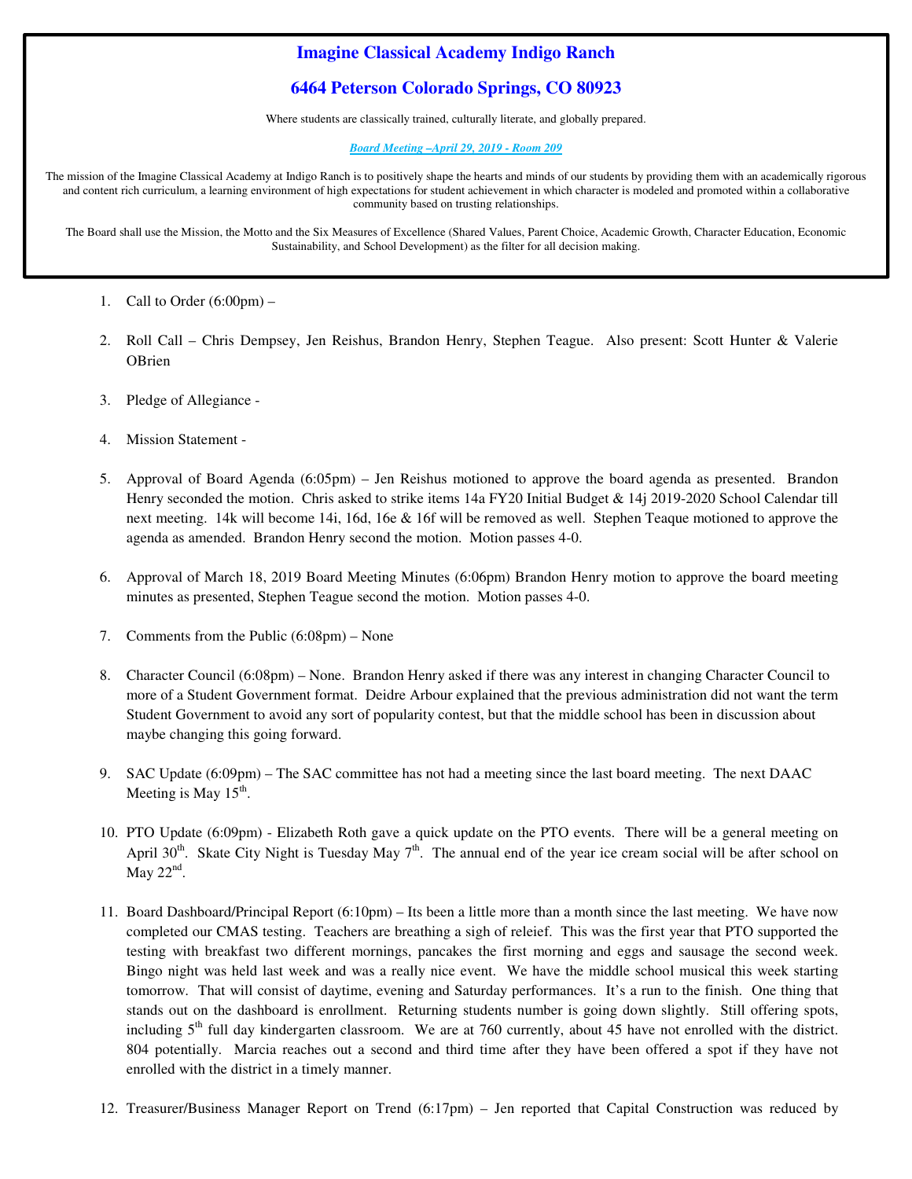# Imagine Classical Academy Indigo Ranch

## 6464 Peterson Colorado Springs, CO 80923

Where students are classically trained, culturally literate, and globally prepared.

***Board Meeting –April 29, 2019 - Room 209***

The mission of the Imagine Classical Academy at Indigo Ranch is to positively shape the hearts and minds of our students by providing them with an academically rigorous and content rich curriculum, a learning environment of high expectations for student achievement in which character is modeled and promoted within a collaborative community based on trusting relationships.

The Board shall use the Mission, the Motto and the Six Measures of Excellence (Shared Values, Parent Choice, Academic Growth, Character Education, Economic Sustainability, and School Development) as the filter for all decision making.

1. Call to Order (6:00pm) –

2. Roll Call – Chris Dempsey, Jen Reishus, Brandon Henry, Stephen Teague. Also present: Scott Hunter & Valerie OBrien

3. Pledge of Allegiance -

4. Mission Statement -

5. Approval of Board Agenda (6:05pm) – Jen Reishus motioned to approve the board agenda as presented. Brandon Henry seconded the motion. Chris asked to strike items 14a FY20 Initial Budget & 14j 2019-2020 School Calendar till next meeting. 14k will become 14i, 16d, 16e & 16f will be removed as well. Stephen Teaque motioned to approve the agenda as amended. Brandon Henry second the motion. Motion passes 4-0.

6. Approval of March 18, 2019 Board Meeting Minutes (6:06pm) Brandon Henry motion to approve the board meeting minutes as presented, Stephen Teague second the motion. Motion passes 4-0.

7. Comments from the Public (6:08pm) – None

8. Character Council (6:08pm) – None. Brandon Henry asked if there was any interest in changing Character Council to more of a Student Government format. Deidre Arbour explained that the previous administration did not want the term Student Government to avoid any sort of popularity contest, but that the middle school has been in discussion about maybe changing this going forward.

9. SAC Update (6:09pm) – The SAC committee has not had a meeting since the last board meeting. The next DAAC Meeting is May 15th.

10. PTO Update (6:09pm) - Elizabeth Roth gave a quick update on the PTO events. There will be a general meeting on April 30th. Skate City Night is Tuesday May 7th. The annual end of the year ice cream social will be after school on May 22nd.

11. Board Dashboard/Principal Report (6:10pm) – Its been a little more than a month since the last meeting. We have now completed our CMAS testing. Teachers are breathing a sigh of releief. This was the first year that PTO supported the testing with breakfast two different mornings, pancakes the first morning and eggs and sausage the second week. Bingo night was held last week and was a really nice event. We have the middle school musical this week starting tomorrow. That will consist of daytime, evening and Saturday performances. It's a run to the finish. One thing that stands out on the dashboard is enrollment. Returning students number is going down slightly. Still offering spots, including 5th full day kindergarten classroom. We are at 760 currently, about 45 have not enrolled with the district. 804 potentially. Marcia reaches out a second and third time after they have been offered a spot if they have not enrolled with the district in a timely manner.

12. Treasurer/Business Manager Report on Trend (6:17pm) – Jen reported that Capital Construction was reduced by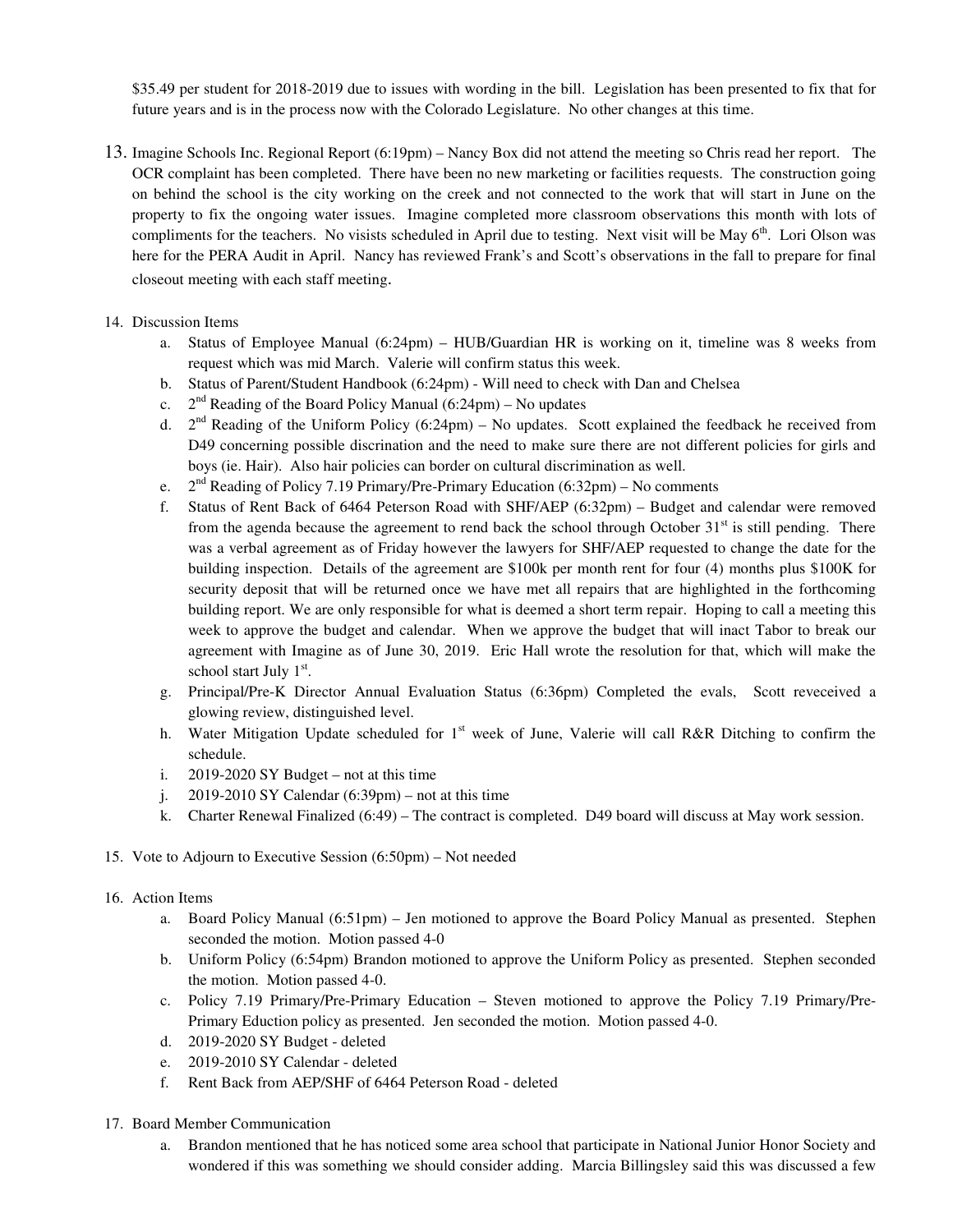$35.49 per student for 2018-2019 due to issues with wording in the bill. Legislation has been presented to fix that for future years and is in the process now with the Colorado Legislature. No other changes at this time.

13. Imagine Schools Inc. Regional Report (6:19pm) – Nancy Box did not attend the meeting so Chris read her report. The OCR complaint has been completed. There have been no new marketing or facilities requests. The construction going on behind the school is the city working on the creek and not connected to the work that will start in June on the property to fix the ongoing water issues. Imagine completed more classroom observations this month with lots of compliments for the teachers. No visists scheduled in April due to testing. Next visit will be May 6th. Lori Olson was here for the PERA Audit in April. Nancy has reviewed Frank's and Scott's observations in the fall to prepare for final closeout meeting with each staff meeting.

14. Discussion Items
    a. Status of Employee Manual (6:24pm) – HUB/Guardian HR is working on it, timeline was 8 weeks from request which was mid March. Valerie will confirm status this week.
    b. Status of Parent/Student Handbook (6:24pm) - Will need to check with Dan and Chelsea
    c. 2nd Reading of the Board Policy Manual (6:24pm) – No updates
    d. 2nd Reading of the Uniform Policy (6:24pm) – No updates. Scott explained the feedback he received from D49 concerning possible discrination and the need to make sure there are not different policies for girls and boys (ie. Hair). Also hair policies can border on cultural discrimination as well.
    e. 2nd Reading of Policy 7.19 Primary/Pre-Primary Education (6:32pm) – No comments
    f. Status of Rent Back of 6464 Peterson Road with SHF/AEP (6:32pm) – Budget and calendar were removed from the agenda because the agreement to rend back the school through October 31st is still pending. There was a verbal agreement as of Friday however the lawyers for SHF/AEP requested to change the date for the building inspection. Details of the agreement are $100k per month rent for four (4) months plus $100K for security deposit that will be returned once we have met all repairs that are highlighted in the forthcoming building report. We are only responsible for what is deemed a short term repair. Hoping to call a meeting this week to approve the budget and calendar. When we approve the budget that will inact Tabor to break our agreement with Imagine as of June 30, 2019. Eric Hall wrote the resolution for that, which will make the school start July 1st.
    g. Principal/Pre-K Director Annual Evaluation Status (6:36pm) Completed the evals, Scott reveceived a glowing review, distinguished level.
    h. Water Mitigation Update scheduled for 1st week of June, Valerie will call R&R Ditching to confirm the schedule.
    i. 2019-2020 SY Budget – not at this time
    j. 2019-2010 SY Calendar (6:39pm) – not at this time
    k. Charter Renewal Finalized (6:49) – The contract is completed. D49 board will discuss at May work session.

15. Vote to Adjourn to Executive Session (6:50pm) – Not needed

16. Action Items
    a. Board Policy Manual (6:51pm) – Jen motioned to approve the Board Policy Manual as presented. Stephen seconded the motion. Motion passed 4-0
    b. Uniform Policy (6:54pm) Brandon motioned to approve the Uniform Policy as presented. Stephen seconded the motion. Motion passed 4-0.
    c. Policy 7.19 Primary/Pre-Primary Education – Steven motioned to approve the Policy 7.19 Primary/Pre-Primary Eduction policy as presented. Jen seconded the motion. Motion passed 4-0.
    d. 2019-2020 SY Budget - deleted
    e. 2019-2010 SY Calendar - deleted
    f. Rent Back from AEP/SHF of 6464 Peterson Road - deleted

17. Board Member Communication
    a. Brandon mentioned that he has noticed some area school that participate in National Junior Honor Society and wondered if this was something we should consider adding. Marcia Billingsley said this was discussed a few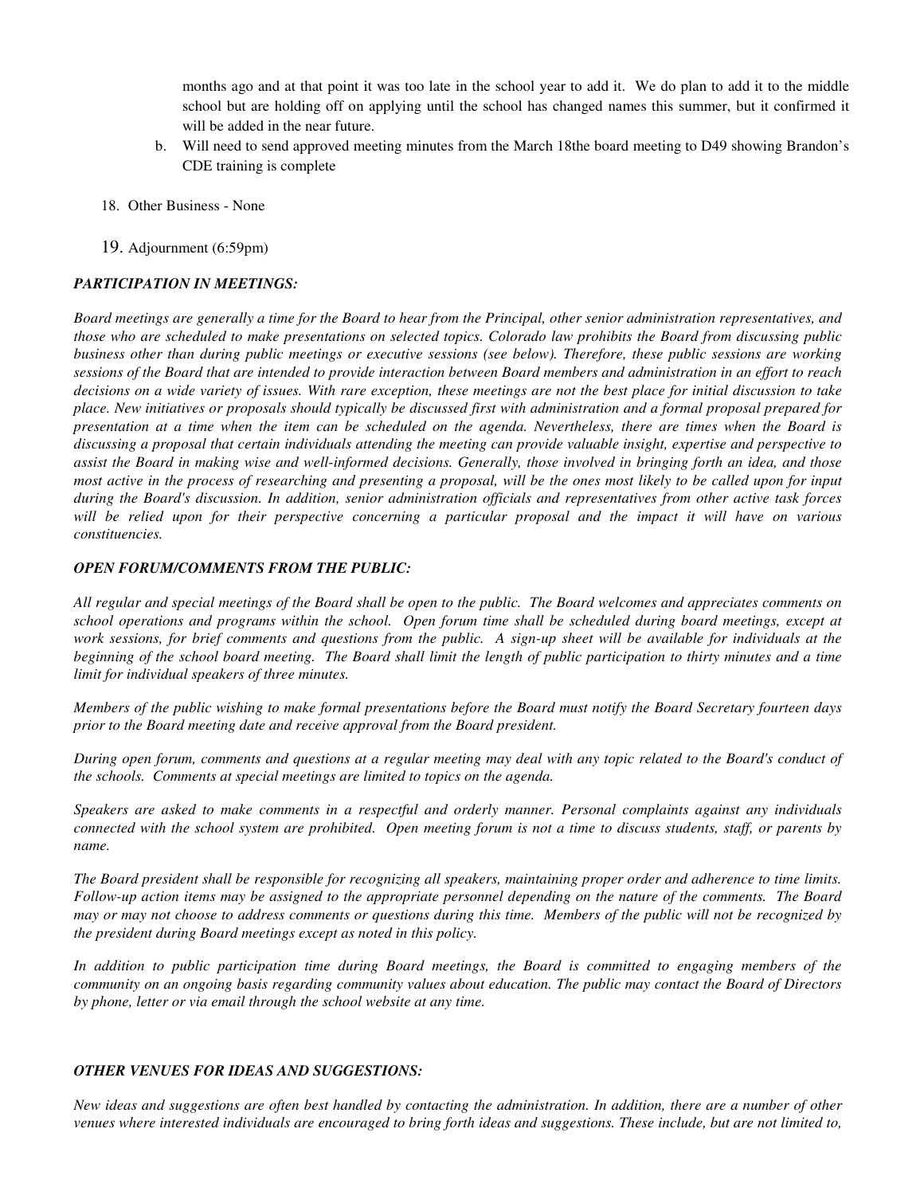months ago and at that point it was too late in the school year to add it. We do plan to add it to the middle school but are holding off on applying until the school has changed names this summer, but it confirmed it will be added in the near future.

b. Will need to send approved meeting minutes from the March 18the board meeting to D49 showing Brandon's CDE training is complete

18. Other Business - None

19. Adjournment (6:59pm)

***PARTICIPATION IN MEETINGS:***

*Board meetings are generally a time for the Board to hear from the Principal, other senior administration representatives, and those who are scheduled to make presentations on selected topics. Colorado law prohibits the Board from discussing public business other than during public meetings or executive sessions (see below). Therefore, these public sessions are working sessions of the Board that are intended to provide interaction between Board members and administration in an effort to reach decisions on a wide variety of issues. With rare exception, these meetings are not the best place for initial discussion to take place. New initiatives or proposals should typically be discussed first with administration and a formal proposal prepared for presentation at a time when the item can be scheduled on the agenda. Nevertheless, there are times when the Board is discussing a proposal that certain individuals attending the meeting can provide valuable insight, expertise and perspective to assist the Board in making wise and well-informed decisions. Generally, those involved in bringing forth an idea, and those most active in the process of researching and presenting a proposal, will be the ones most likely to be called upon for input during the Board's discussion. In addition, senior administration officials and representatives from other active task forces will be relied upon for their perspective concerning a particular proposal and the impact it will have on various constituencies.*

***OPEN FORUM/COMMENTS FROM THE PUBLIC:***

*All regular and special meetings of the Board shall be open to the public. The Board welcomes and appreciates comments on school operations and programs within the school. Open forum time shall be scheduled during board meetings, except at work sessions, for brief comments and questions from the public. A sign-up sheet will be available for individuals at the beginning of the school board meeting. The Board shall limit the length of public participation to thirty minutes and a time limit for individual speakers of three minutes.*

*Members of the public wishing to make formal presentations before the Board must notify the Board Secretary fourteen days prior to the Board meeting date and receive approval from the Board president.*

*During open forum, comments and questions at a regular meeting may deal with any topic related to the Board's conduct of the schools. Comments at special meetings are limited to topics on the agenda.*

*Speakers are asked to make comments in a respectful and orderly manner. Personal complaints against any individuals connected with the school system are prohibited. Open meeting forum is not a time to discuss students, staff, or parents by name.*

*The Board president shall be responsible for recognizing all speakers, maintaining proper order and adherence to time limits. Follow-up action items may be assigned to the appropriate personnel depending on the nature of the comments. The Board may or may not choose to address comments or questions during this time. Members of the public will not be recognized by the president during Board meetings except as noted in this policy.*

*In addition to public participation time during Board meetings, the Board is committed to engaging members of the community on an ongoing basis regarding community values about education. The public may contact the Board of Directors by phone, letter or via email through the school website at any time.*

***OTHER VENUES FOR IDEAS AND SUGGESTIONS:***

*New ideas and suggestions are often best handled by contacting the administration. In addition, there are a number of other venues where interested individuals are encouraged to bring forth ideas and suggestions. These include, but are not limited to,*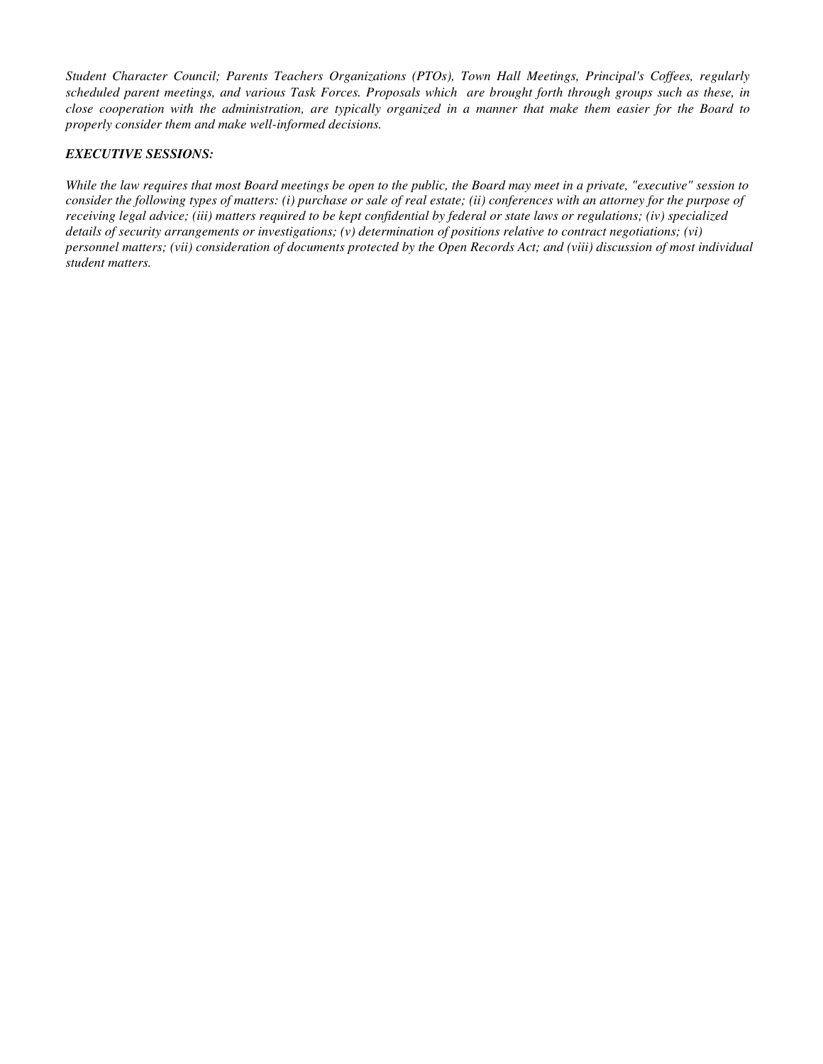*Student Character Council; Parents Teachers Organizations (PTOs), Town Hall Meetings, Principal's Coffees, regularly scheduled parent meetings, and various Task Forces. Proposals which are brought forth through groups such as these, in close cooperation with the administration, are typically organized in a manner that make them easier for the Board to properly consider them and make well-informed decisions.*

***EXECUTIVE SESSIONS:***

*While the law requires that most Board meetings be open to the public, the Board may meet in a private, "executive" session to consider the following types of matters: (i) purchase or sale of real estate; (ii) conferences with an attorney for the purpose of receiving legal advice; (iii) matters required to be kept confidential by federal or state laws or regulations; (iv) specialized details of security arrangements or investigations; (v) determination of positions relative to contract negotiations; (vi) personnel matters; (vii) consideration of documents protected by the Open Records Act; and (viii) discussion of most individual student matters.*